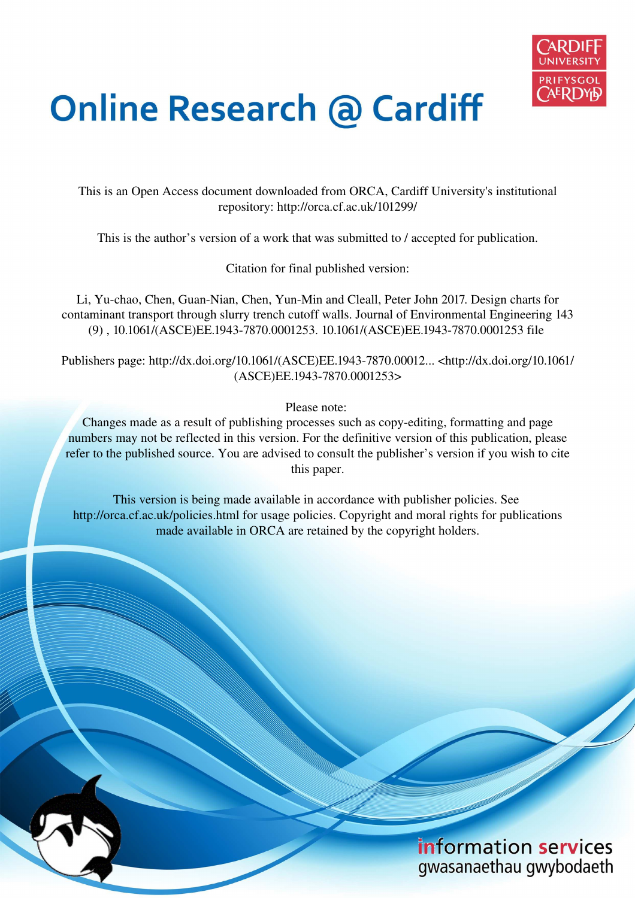# Online Research @ Cardiff

This is an Open Access document downloaded from ORCA, Cardiff University's institutional repository: http://orca.cf.ac.uk/101299/

This is the author's version of a work that was submitted to / accepted for publication.

Citation for final published version:

Li, Yu-chao, Chen, Guan-Nian, Chen, Yun-Min and Cleall, Peter John 2017. Design charts for contaminant transport through slurry trench cutoff walls. Journal of Environmental Engineering 143 (9) , 10.1061/(ASCE)EE.1943-7870.0001253. 10.1061/(ASCE)EE.1943-7870.0001253 file

Publishers page: http://dx.doi.org/10.1061/(ASCE)EE.1943-7870.00012... <http://dx.doi.org/10.1061/(ASCE)EE.1943-7870.0001253>

Please note:
Changes made as a result of publishing processes such as copy-editing, formatting and page numbers may not be reflected in this version. For the definitive version of this publication, please refer to the published source. You are advised to consult the publisher's version if you wish to cite this paper.

This version is being made available in accordance with publisher policies. See http://orca.cf.ac.uk/policies.html for usage policies. Copyright and moral rights for publications made available in ORCA are retained by the copyright holders.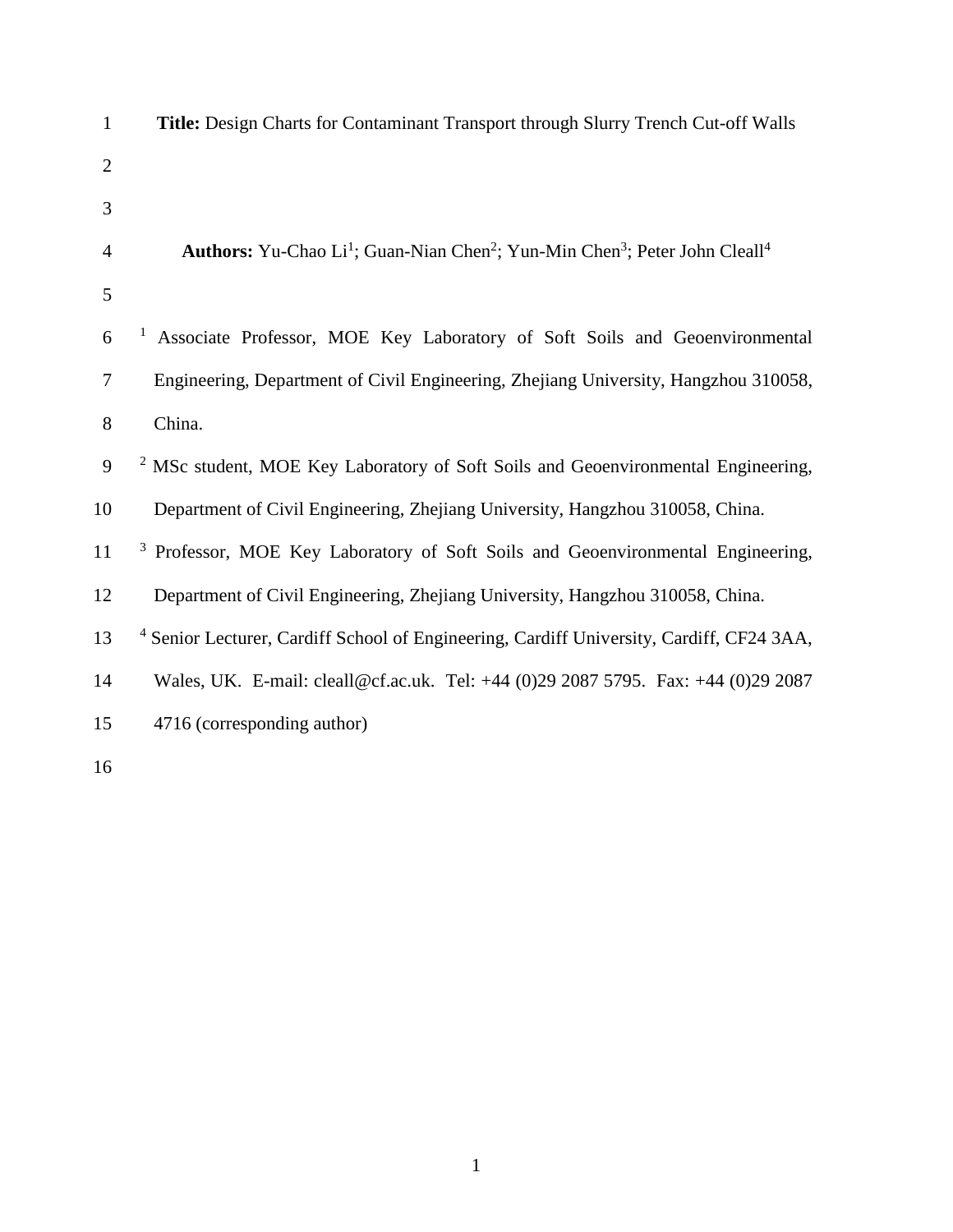**Title:** Design Charts for Contaminant Transport through Slurry Trench Cut-off Walls

**Authors:** Yu-Chao Li[1]; Guan-Nian Chen[2]; Yun-Min Chen[3]; Peter John Cleall[4]

[1] Associate Professor, MOE Key Laboratory of Soft Soils and Geoenvironmental Engineering, Department of Civil Engineering, Zhejiang University, Hangzhou 310058, China.

[2] MSc student, MOE Key Laboratory of Soft Soils and Geoenvironmental Engineering, Department of Civil Engineering, Zhejiang University, Hangzhou 310058, China.

[3] Professor, MOE Key Laboratory of Soft Soils and Geoenvironmental Engineering, Department of Civil Engineering, Zhejiang University, Hangzhou 310058, China.

[4] Senior Lecturer, Cardiff School of Engineering, Cardiff University, Cardiff, CF24 3AA, Wales, UK. E-mail: cleall@cf.ac.uk. Tel: +44 (0)29 2087 5795. Fax: +44 (0)29 2087 4716 (corresponding author)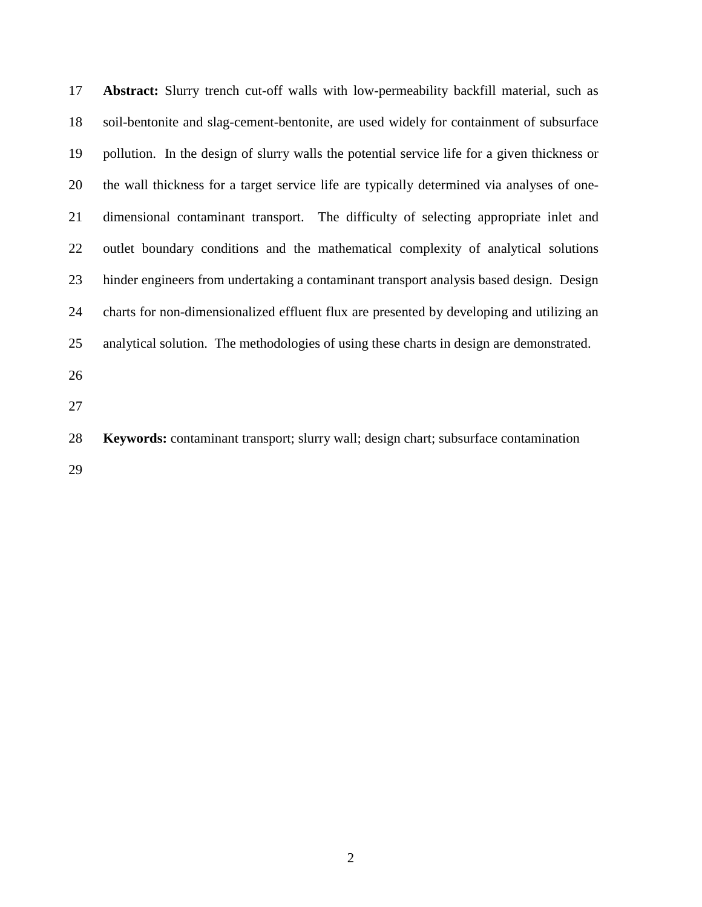**Abstract:** Slurry trench cut-off walls with low-permeability backfill material, such as soil-bentonite and slag-cement-bentonite, are used widely for containment of subsurface pollution. In the design of slurry walls the potential service life for a given thickness or the wall thickness for a target service life are typically determined via analyses of one-dimensional contaminant transport. The difficulty of selecting appropriate inlet and outlet boundary conditions and the mathematical complexity of analytical solutions hinder engineers from undertaking a contaminant transport analysis based design. Design charts for non-dimensionalized effluent flux are presented by developing and utilizing an analytical solution. The methodologies of using these charts in design are demonstrated.

**Keywords:** contaminant transport; slurry wall; design chart; subsurface contamination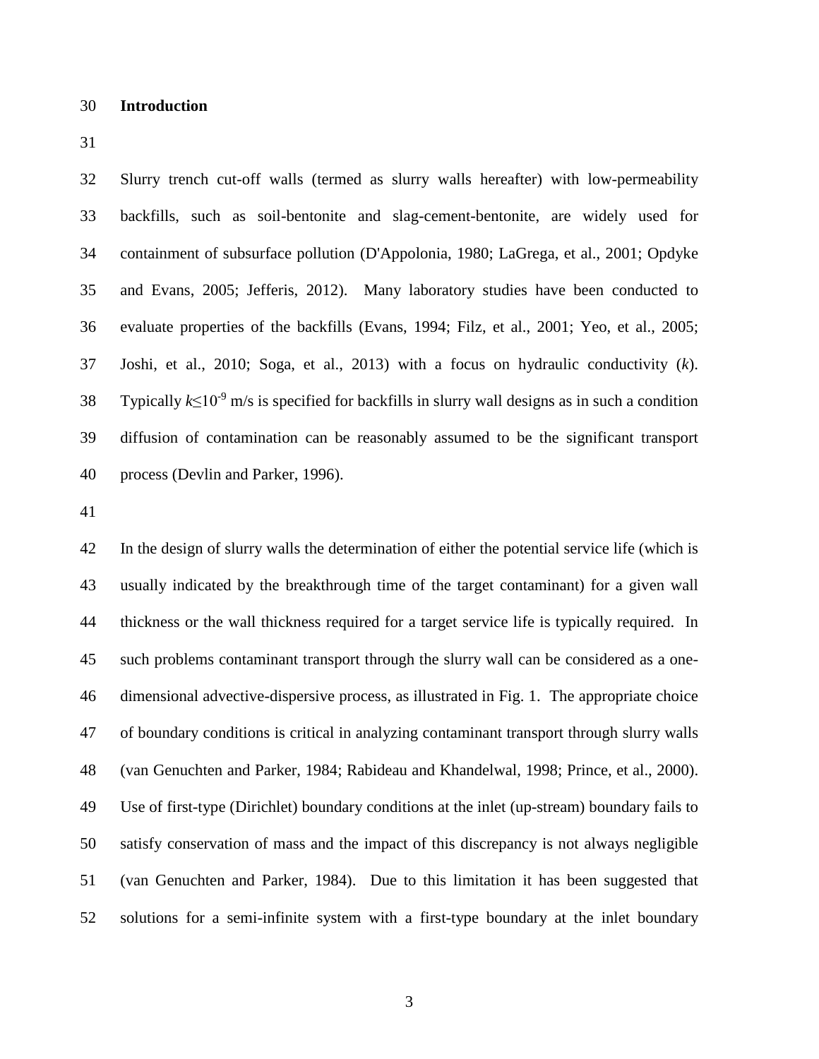## Introduction

Slurry trench cut-off walls (termed as slurry walls hereafter) with low-permeability backfills, such as soil-bentonite and slag-cement-bentonite, are widely used for containment of subsurface pollution (D'Appolonia, 1980; LaGrega, et al., 2001; Opdyke and Evans, 2005; Jefferis, 2012). Many laboratory studies have been conducted to evaluate properties of the backfills (Evans, 1994; Filz, et al., 2001; Yeo, et al., 2005; Joshi, et al., 2010; Soga, et al., 2013) with a focus on hydraulic conductivity ($k$). Typically $k \leq 10^{-9}$ m/s is specified for backfills in slurry wall designs as in such a condition diffusion of contamination can be reasonably assumed to be the significant transport process (Devlin and Parker, 1996).

In the design of slurry walls the determination of either the potential service life (which is usually indicated by the breakthrough time of the target contaminant) for a given wall thickness or the wall thickness required for a target service life is typically required. In such problems contaminant transport through the slurry wall can be considered as a one-dimensional advective-dispersive process, as illustrated in Fig. 1. The appropriate choice of boundary conditions is critical in analyzing contaminant transport through slurry walls (van Genuchten and Parker, 1984; Rabideau and Khandelwal, 1998; Prince, et al., 2000). Use of first-type (Dirichlet) boundary conditions at the inlet (up-stream) boundary fails to satisfy conservation of mass and the impact of this discrepancy is not always negligible (van Genuchten and Parker, 1984). Due to this limitation it has been suggested that solutions for a semi-infinite system with a first-type boundary at the inlet boundary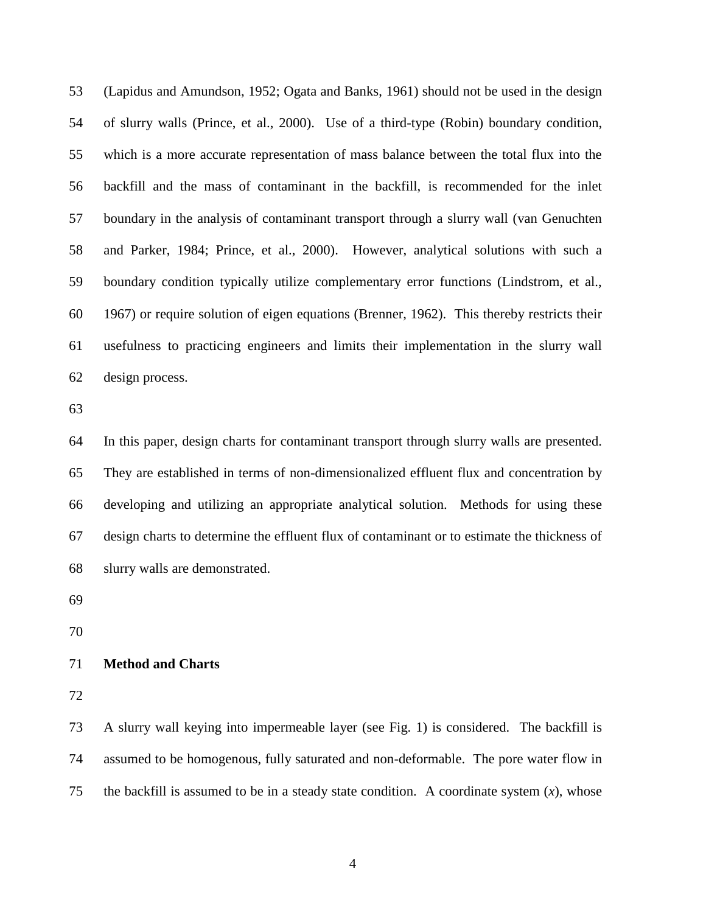(Lapidus and Amundson, 1952; Ogata and Banks, 1961) should not be used in the design of slurry walls (Prince, et al., 2000). Use of a third-type (Robin) boundary condition, which is a more accurate representation of mass balance between the total flux into the backfill and the mass of contaminant in the backfill, is recommended for the inlet boundary in the analysis of contaminant transport through a slurry wall (van Genuchten and Parker, 1984; Prince, et al., 2000). However, analytical solutions with such a boundary condition typically utilize complementary error functions (Lindstrom, et al., 1967) or require solution of eigen equations (Brenner, 1962). This thereby restricts their usefulness to practicing engineers and limits their implementation in the slurry wall design process.

In this paper, design charts for contaminant transport through slurry walls are presented. They are established in terms of non-dimensionalized effluent flux and concentration by developing and utilizing an appropriate analytical solution. Methods for using these design charts to determine the effluent flux of contaminant or to estimate the thickness of slurry walls are demonstrated.

## Method and Charts

A slurry wall keying into impermeable layer (see Fig. 1) is considered. The backfill is assumed to be homogenous, fully saturated and non-deformable. The pore water flow in the backfill is assumed to be in a steady state condition. A coordinate system ($x$), whose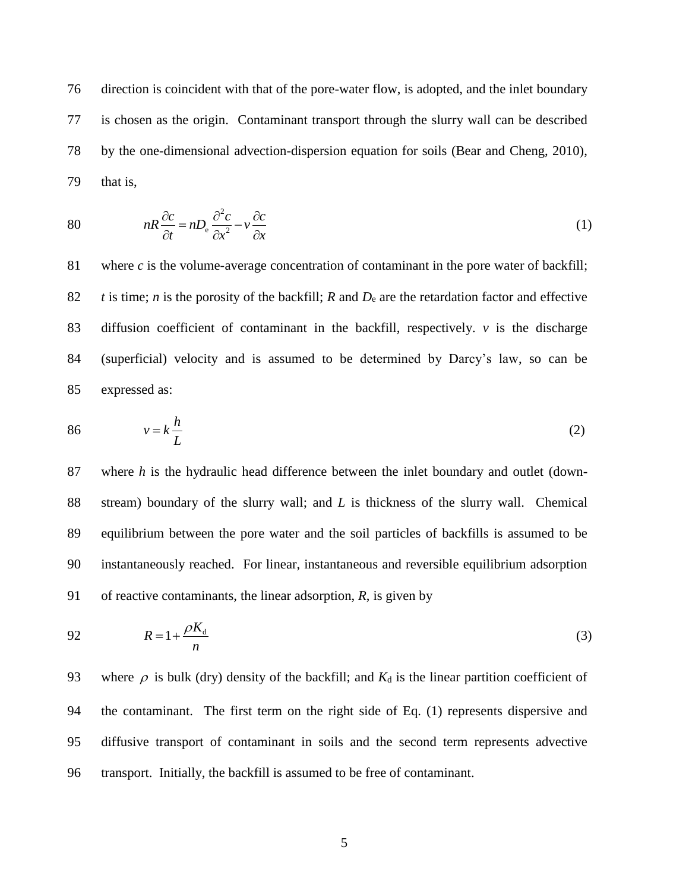direction is coincident with that of the pore-water flow, is adopted, and the inlet boundary is chosen as the origin. Contaminant transport through the slurry wall can be described by the one-dimensional advection-dispersion equation for soils (Bear and Cheng, 2010), that is,

$$nR\frac{\partial c}{\partial t} = nD_{\mathrm{e}}\frac{\partial^2 c}{\partial x^2} - v\frac{\partial c}{\partial x} \tag{1}$$

where $c$ is the volume-average concentration of contaminant in the pore water of backfill; $t$ is time; $n$ is the porosity of the backfill; $R$ and $D_{\mathrm{e}}$ are the retardation factor and effective diffusion coefficient of contaminant in the backfill, respectively. $v$ is the discharge (superficial) velocity and is assumed to be determined by Darcy's law, so can be expressed as:

$$v = k\frac{h}{L} \tag{2}$$

where $h$ is the hydraulic head difference between the inlet boundary and outlet (down-stream) boundary of the slurry wall; and $L$ is thickness of the slurry wall. Chemical equilibrium between the pore water and the soil particles of backfills is assumed to be instantaneously reached. For linear, instantaneous and reversible equilibrium adsorption of reactive contaminants, the linear adsorption, $R$, is given by

$$R = 1 + \frac{\rho K_{\mathrm{d}}}{n} \tag{3}$$

where $\rho$ is bulk (dry) density of the backfill; and $K_{\mathrm{d}}$ is the linear partition coefficient of the contaminant. The first term on the right side of Eq. (1) represents dispersive and diffusive transport of contaminant in soils and the second term represents advective transport. Initially, the backfill is assumed to be free of contaminant.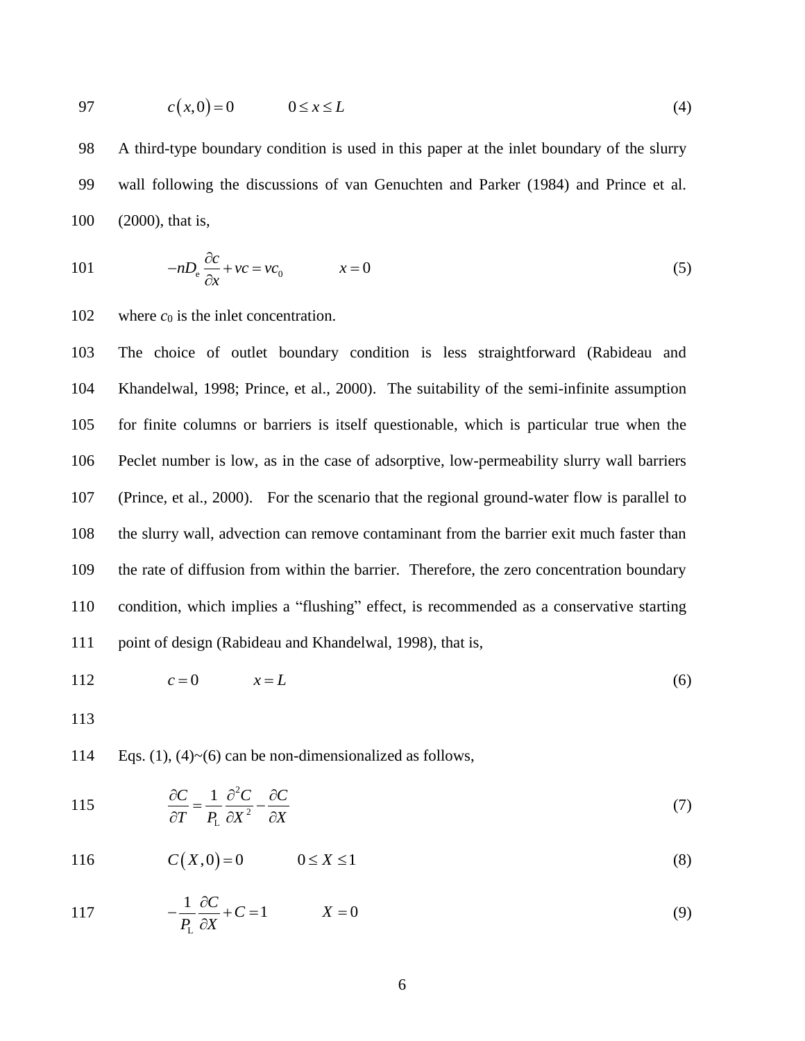$$c(x,0) = 0 \qquad 0 \le x \le L \tag{4}$$

A third-type boundary condition is used in this paper at the inlet boundary of the slurry wall following the discussions of van Genuchten and Parker (1984) and Prince et al. (2000), that is,

$$-nD_{\mathrm{e}} \frac{\partial c}{\partial x} + vc = vc_0 \qquad x = 0 \tag{5}$$

where $c_0$ is the inlet concentration.

The choice of outlet boundary condition is less straightforward (Rabideau and Khandelwal, 1998; Prince, et al., 2000). The suitability of the semi-infinite assumption for finite columns or barriers is itself questionable, which is particular true when the Peclet number is low, as in the case of adsorptive, low-permeability slurry wall barriers (Prince, et al., 2000). For the scenario that the regional ground-water flow is parallel to the slurry wall, advection can remove contaminant from the barrier exit much faster than the rate of diffusion from within the barrier. Therefore, the zero concentration boundary condition, which implies a “flushing” effect, is recommended as a conservative starting point of design (Rabideau and Khandelwal, 1998), that is,

$$c = 0 \qquad x = L \tag{6}$$

Eqs. (1), (4)~(6) can be non-dimensionalized as follows,

$$\frac{\partial C}{\partial T} = \frac{1}{P_{\mathrm{L}}} \frac{\partial^2 C}{\partial X^2} - \frac{\partial C}{\partial X} \tag{7}$$

$$C(X,0) = 0 \qquad 0 \le X \le 1 \tag{8}$$

$$-\frac{1}{P_{\mathrm{L}}} \frac{\partial C}{\partial X} + C = 1 \qquad X = 0 \tag{9}$$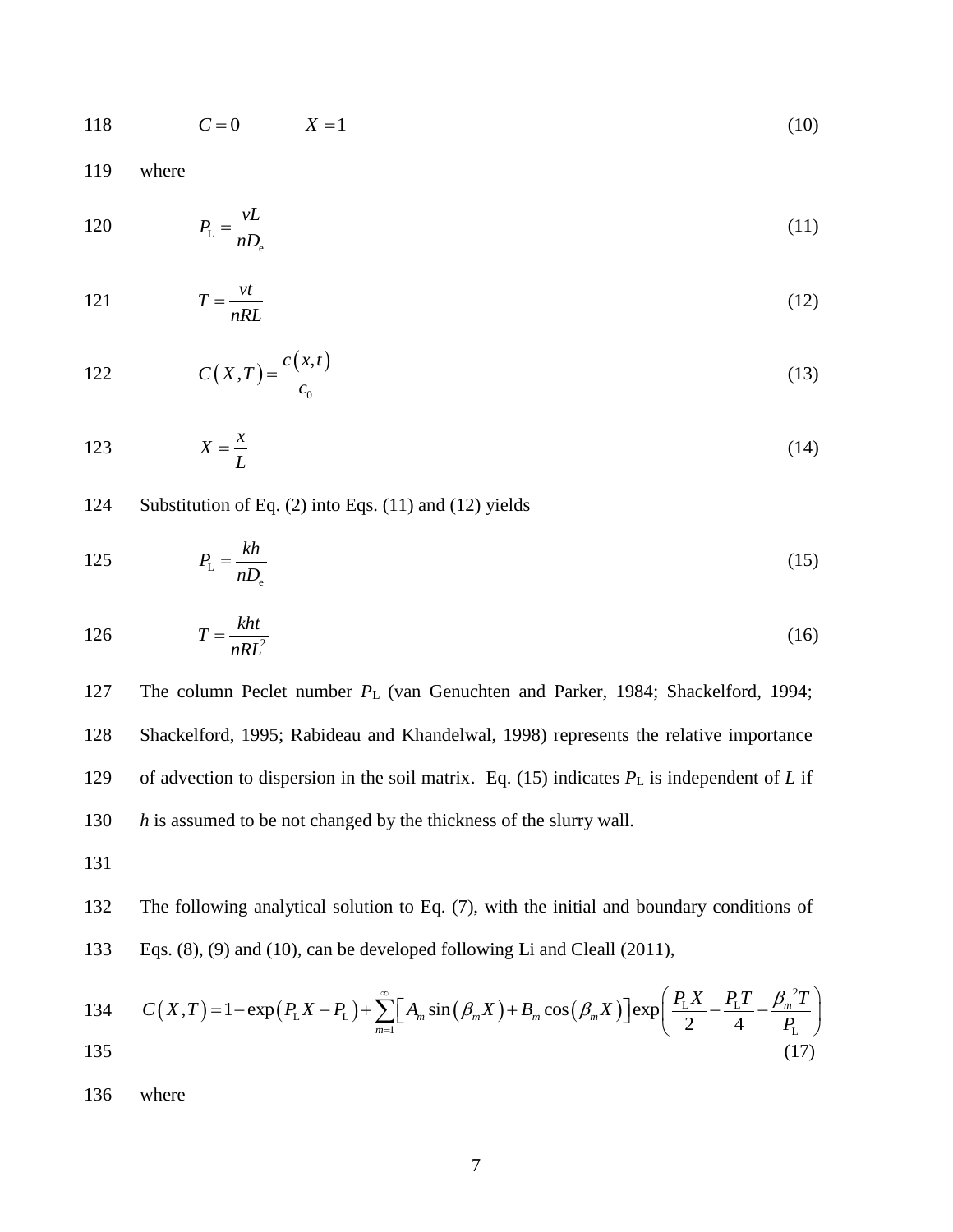$$C = 0 \qquad X = 1 \tag{10}$$

where

$$P_{\mathrm{L}} = \frac{vL}{nD_{\mathrm{e}}} \tag{11}$$

$$T = \frac{vt}{nRL} \tag{12}$$

$$C(X,T) = \frac{c(x,t)}{c_0} \tag{13}$$

$$X = \frac{x}{L} \tag{14}$$

Substitution of Eq. (2) into Eqs. (11) and (12) yields

$$P_{\mathrm{L}} = \frac{kh}{nD_{\mathrm{e}}} \tag{15}$$

$$T = \frac{kht}{nRL^2} \tag{16}$$

The column Peclet number $P_{\mathrm{L}}$ (van Genuchten and Parker, 1984; Shackelford, 1994; Shackelford, 1995; Rabideau and Khandelwal, 1998) represents the relative importance of advection to dispersion in the soil matrix. Eq. (15) indicates $P_{\mathrm{L}}$ is independent of $L$ if $h$ is assumed to be not changed by the thickness of the slurry wall.

The following analytical solution to Eq. (7), with the initial and boundary conditions of Eqs. (8), (9) and (10), can be developed following Li and Cleall (2011),

$$C(X,T) = 1 - \exp\left(P_{\mathrm{L}}X - P_{\mathrm{L}}\right) + \sum_{m=1}^{\infty}\left[A_m \sin\left(\beta_m X\right) + B_m \cos\left(\beta_m X\right)\right]\exp\left(\frac{P_{\mathrm{L}}X}{2} - \frac{P_{\mathrm{L}}T}{4} - \frac{\beta_m{}^2 T}{P_{\mathrm{L}}}\right) \tag{17}$$

where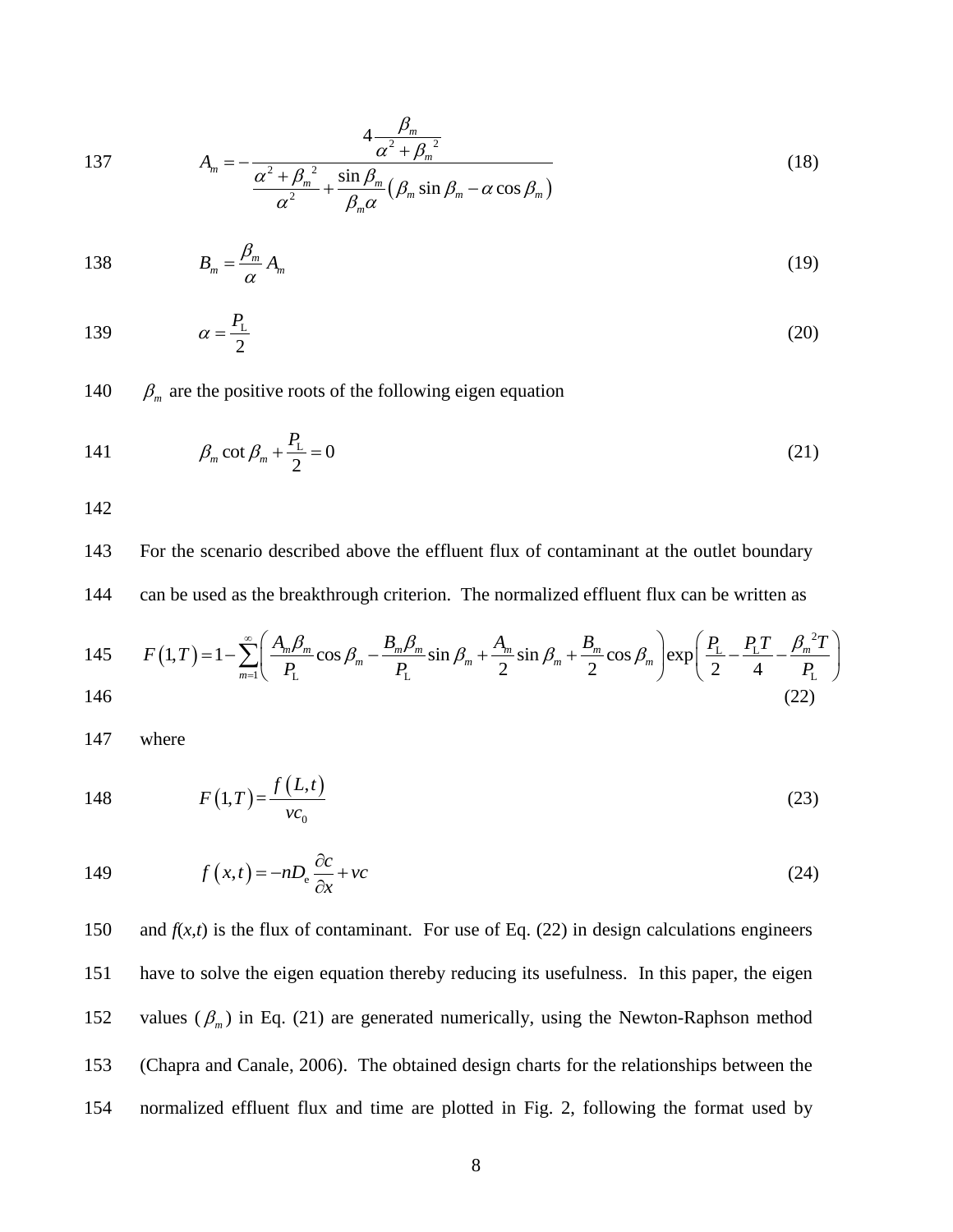$$A_m = -\frac{4\dfrac{\beta_m}{\alpha^2+\beta_m{}^2}}{\dfrac{\alpha^2+\beta_m{}^2}{\alpha^2}+\dfrac{\sin\beta_m}{\beta_m\alpha}\left(\beta_m\sin\beta_m-\alpha\cos\beta_m\right)} \tag{18}$$

$$B_m = \frac{\beta_m}{\alpha}A_m \tag{19}$$

$$\alpha = \frac{P_{\mathrm{L}}}{2} \tag{20}$$

$\beta_m$ are the positive roots of the following eigen equation

$$\beta_m \cot\beta_m + \frac{P_{\mathrm{L}}}{2} = 0 \tag{21}$$

For the scenario described above the effluent flux of contaminant at the outlet boundary can be used as the breakthrough criterion. The normalized effluent flux can be written as

$$F\left(1,T\right) = 1-\sum_{m=1}^{\infty}\left(\frac{A_m\beta_m}{P_{\mathrm{L}}}\cos\beta_m-\frac{B_m\beta_m}{P_{\mathrm{L}}}\sin\beta_m+\frac{A_m}{2}\sin\beta_m+\frac{B_m}{2}\cos\beta_m\right)\exp\left(\frac{P_{\mathrm{L}}}{2}-\frac{P_{\mathrm{L}}T}{4}-\frac{\beta_m{}^2T}{P_{\mathrm{L}}}\right) \tag{22}$$

where

$$F\left(1,T\right) = \frac{f\left(L,t\right)}{vc_0} \tag{23}$$

$$f\left(x,t\right) = -nD_{\mathrm{e}}\frac{\partial c}{\partial x}+vc \tag{24}$$

and $f(x,t)$ is the flux of contaminant. For use of Eq. (22) in design calculations engineers have to solve the eigen equation thereby reducing its usefulness. In this paper, the eigen values ($\beta_m$) in Eq. (21) are generated numerically, using the Newton-Raphson method (Chapra and Canale, 2006). The obtained design charts for the relationships between the normalized effluent flux and time are plotted in Fig. 2, following the format used by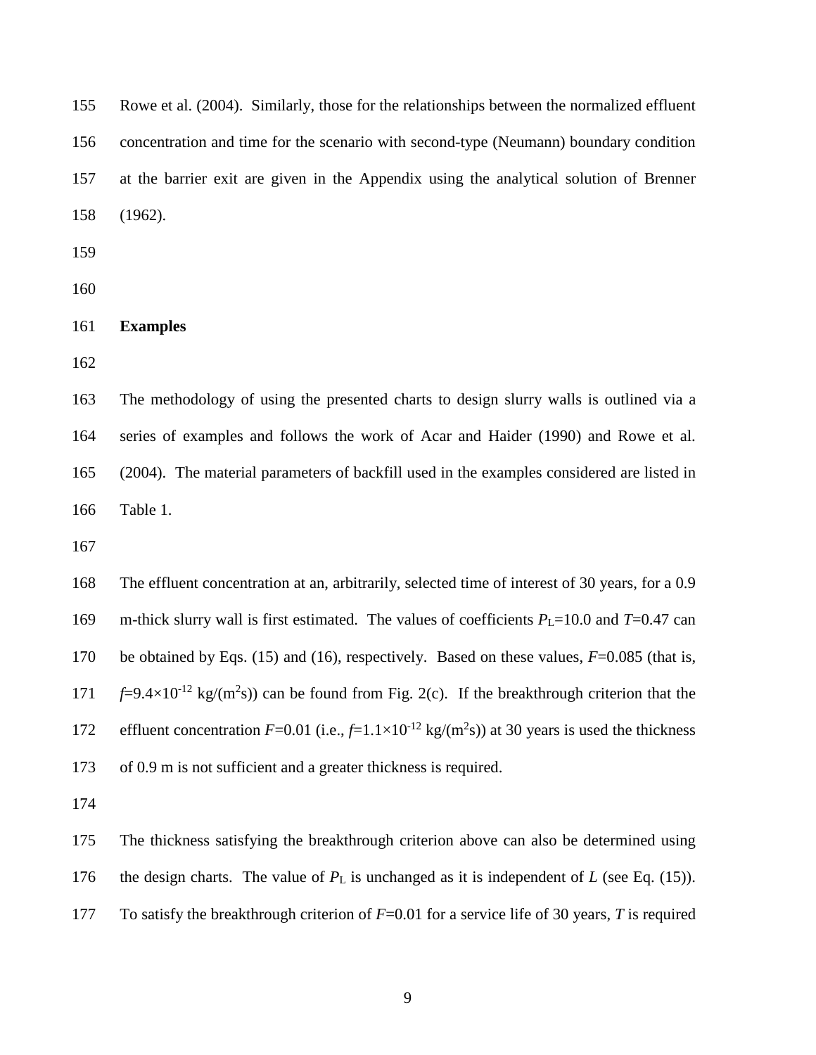Rowe et al. (2004). Similarly, those for the relationships between the normalized effluent concentration and time for the scenario with second-type (Neumann) boundary condition at the barrier exit are given in the Appendix using the analytical solution of Brenner (1962).

## Examples

The methodology of using the presented charts to design slurry walls is outlined via a series of examples and follows the work of Acar and Haider (1990) and Rowe et al. (2004). The material parameters of backfill used in the examples considered are listed in Table 1.

The effluent concentration at an, arbitrarily, selected time of interest of 30 years, for a 0.9 m-thick slurry wall is first estimated. The values of coefficients $P_L$=10.0 and $T$=0.47 can be obtained by Eqs. (15) and (16), respectively. Based on these values, $F$=0.085 (that is, $f$=9.4×10$^{-12}$ kg/(m$^2$s)) can be found from Fig. 2(c). If the breakthrough criterion that the effluent concentration $F$=0.01 (i.e., $f$=1.1×10$^{-12}$ kg/(m$^2$s)) at 30 years is used the thickness of 0.9 m is not sufficient and a greater thickness is required.

The thickness satisfying the breakthrough criterion above can also be determined using the design charts. The value of $P_L$ is unchanged as it is independent of $L$ (see Eq. (15)). To satisfy the breakthrough criterion of $F$=0.01 for a service life of 30 years, $T$ is required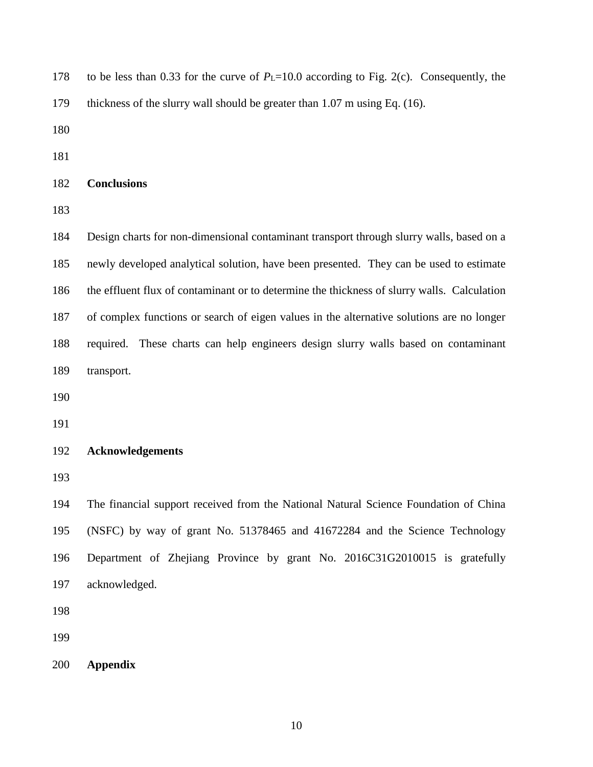to be less than 0.33 for the curve of $P_L$=10.0 according to Fig. 2(c). Consequently, the thickness of the slurry wall should be greater than 1.07 m using Eq. (16).

## Conclusions

Design charts for non-dimensional contaminant transport through slurry walls, based on a newly developed analytical solution, have been presented. They can be used to estimate the effluent flux of contaminant or to determine the thickness of slurry walls. Calculation of complex functions or search of eigen values in the alternative solutions are no longer required. These charts can help engineers design slurry walls based on contaminant transport.

## Acknowledgements

The financial support received from the National Natural Science Foundation of China (NSFC) by way of grant No. 51378465 and 41672284 and the Science Technology Department of Zhejiang Province by grant No. 2016C31G2010015 is gratefully acknowledged.

## Appendix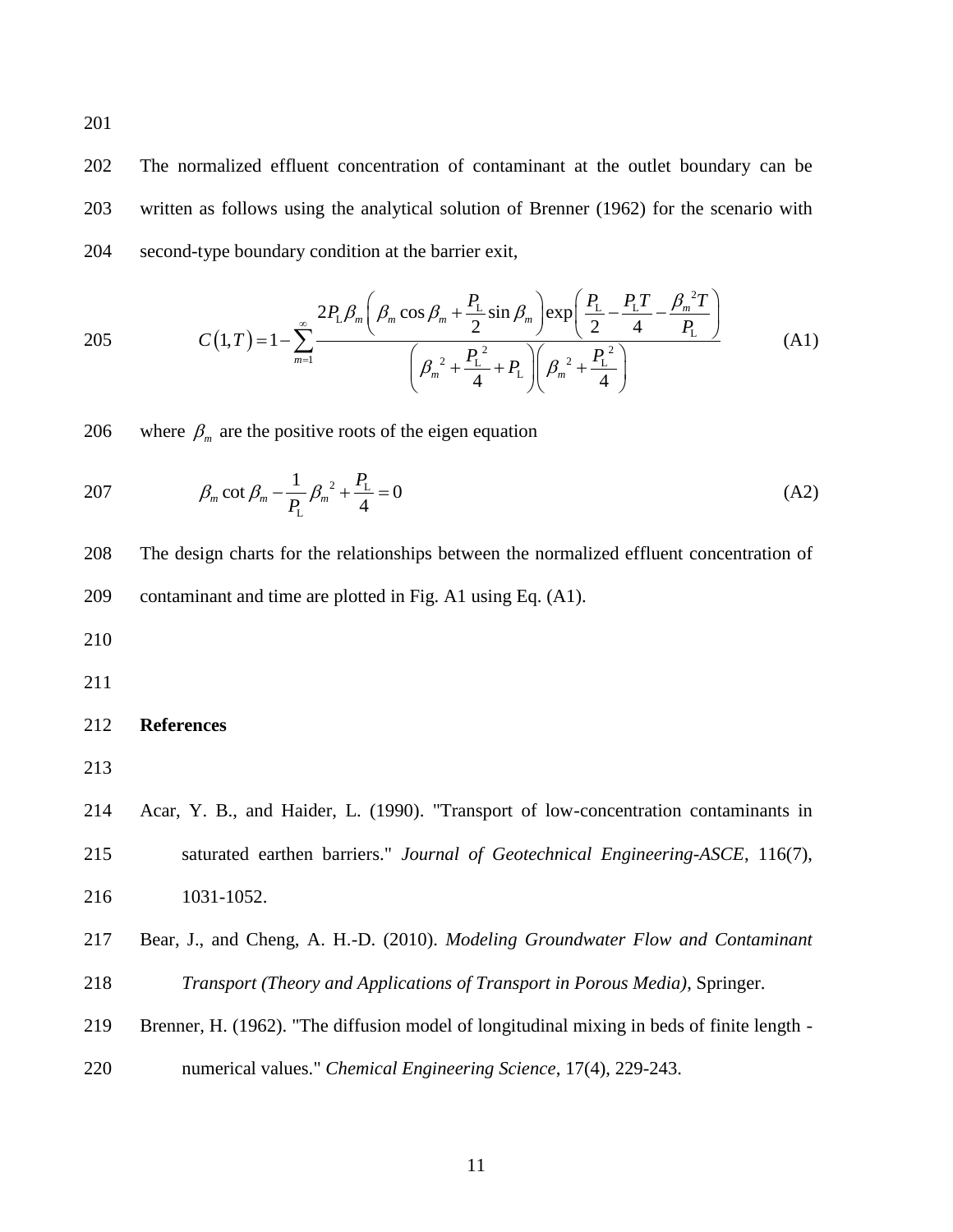The normalized effluent concentration of contaminant at the outlet boundary can be written as follows using the analytical solution of Brenner (1962) for the scenario with second-type boundary condition at the barrier exit,

$$C(1,T)=1-\sum_{m=1}^{\infty}\frac{2P_{\mathrm{L}}\beta_m\left(\beta_m\cos\beta_m+\frac{P_{\mathrm{L}}}{2}\sin\beta_m\right)\exp\left(\frac{P_{\mathrm{L}}}{2}-\frac{P_{\mathrm{L}}T}{4}-\frac{\beta_m{}^2T}{P_{\mathrm{L}}}\right)}{\left(\beta_m{}^2+\frac{P_{\mathrm{L}}{}^2}{4}+P_{\mathrm{L}}\right)\left(\beta_m{}^2+\frac{P_{\mathrm{L}}{}^2}{4}\right)} \qquad \text{(A1)}$$

where $\beta_m$ are the positive roots of the eigen equation

$$\beta_m\cot\beta_m-\frac{1}{P_{\mathrm{L}}}\beta_m{}^2+\frac{P_{\mathrm{L}}}{4}=0 \qquad \text{(A2)}$$

The design charts for the relationships between the normalized effluent concentration of contaminant and time are plotted in Fig. A1 using Eq. (A1).

## References

Acar, Y. B., and Haider, L. (1990). "Transport of low-concentration contaminants in saturated earthen barriers." *Journal of Geotechnical Engineering-ASCE*, 116(7), 1031-1052.

Bear, J., and Cheng, A. H.-D. (2010). *Modeling Groundwater Flow and Contaminant Transport (Theory and Applications of Transport in Porous Media)*, Springer.

Brenner, H. (1962). "The diffusion model of longitudinal mixing in beds of finite length - numerical values." *Chemical Engineering Science*, 17(4), 229-243.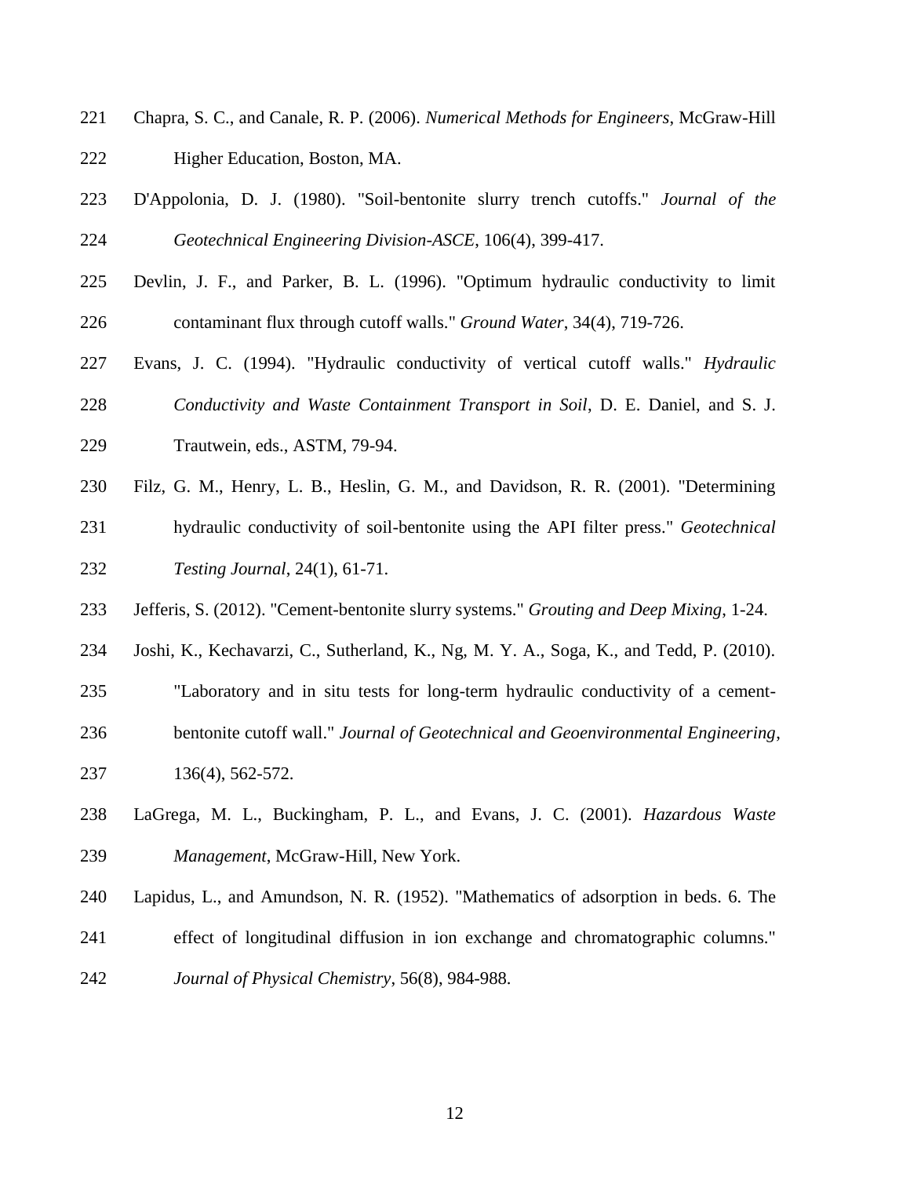Chapra, S. C., and Canale, R. P. (2006). *Numerical Methods for Engineers*, McGraw-Hill Higher Education, Boston, MA.

D'Appolonia, D. J. (1980). "Soil-bentonite slurry trench cutoffs." *Journal of the Geotechnical Engineering Division-ASCE*, 106(4), 399-417.

Devlin, J. F., and Parker, B. L. (1996). "Optimum hydraulic conductivity to limit contaminant flux through cutoff walls." *Ground Water*, 34(4), 719-726.

Evans, J. C. (1994). "Hydraulic conductivity of vertical cutoff walls." *Hydraulic Conductivity and Waste Containment Transport in Soil*, D. E. Daniel, and S. J. Trautwein, eds., ASTM, 79-94.

Filz, G. M., Henry, L. B., Heslin, G. M., and Davidson, R. R. (2001). "Determining hydraulic conductivity of soil-bentonite using the API filter press." *Geotechnical Testing Journal*, 24(1), 61-71.

Jefferis, S. (2012). "Cement-bentonite slurry systems." *Grouting and Deep Mixing*, 1-24.

Joshi, K., Kechavarzi, C., Sutherland, K., Ng, M. Y. A., Soga, K., and Tedd, P. (2010). "Laboratory and in situ tests for long-term hydraulic conductivity of a cement-bentonite cutoff wall." *Journal of Geotechnical and Geoenvironmental Engineering*, 136(4), 562-572.

LaGrega, M. L., Buckingham, P. L., and Evans, J. C. (2001). *Hazardous Waste Management*, McGraw-Hill, New York.

Lapidus, L., and Amundson, N. R. (1952). "Mathematics of adsorption in beds. 6. The effect of longitudinal diffusion in ion exchange and chromatographic columns." *Journal of Physical Chemistry*, 56(8), 984-988.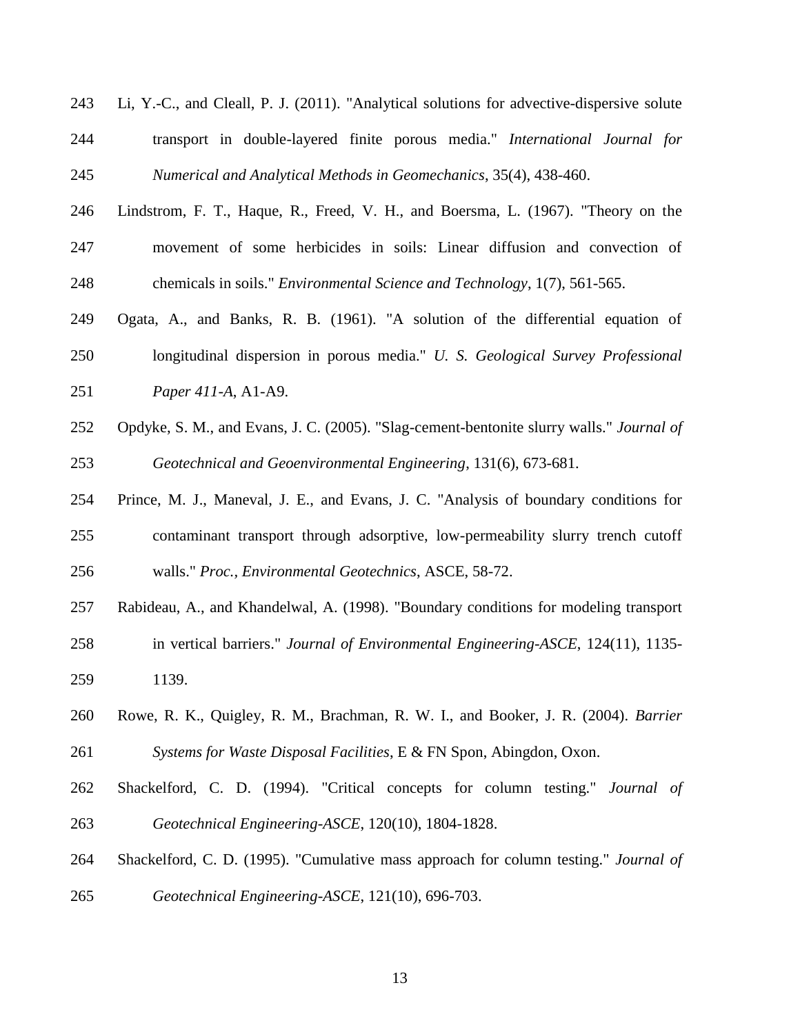Li, Y.-C., and Cleall, P. J. (2011). "Analytical solutions for advective-dispersive solute transport in double-layered finite porous media." *International Journal for Numerical and Analytical Methods in Geomechanics*, 35(4), 438-460.

Lindstrom, F. T., Haque, R., Freed, V. H., and Boersma, L. (1967). "Theory on the movement of some herbicides in soils: Linear diffusion and convection of chemicals in soils." *Environmental Science and Technology*, 1(7), 561-565.

Ogata, A., and Banks, R. B. (1961). "A solution of the differential equation of longitudinal dispersion in porous media." *U. S. Geological Survey Professional Paper 411-A*, A1-A9.

Opdyke, S. M., and Evans, J. C. (2005). "Slag-cement-bentonite slurry walls." *Journal of Geotechnical and Geoenvironmental Engineering*, 131(6), 673-681.

Prince, M. J., Maneval, J. E., and Evans, J. C. "Analysis of boundary conditions for contaminant transport through adsorptive, low-permeability slurry trench cutoff walls." *Proc., Environmental Geotechnics*, ASCE, 58-72.

Rabideau, A., and Khandelwal, A. (1998). "Boundary conditions for modeling transport in vertical barriers." *Journal of Environmental Engineering-ASCE*, 124(11), 1135-1139.

Rowe, R. K., Quigley, R. M., Brachman, R. W. I., and Booker, J. R. (2004). *Barrier Systems for Waste Disposal Facilities*, E & FN Spon, Abingdon, Oxon.

Shackelford, C. D. (1994). "Critical concepts for column testing." *Journal of Geotechnical Engineering-ASCE*, 120(10), 1804-1828.

Shackelford, C. D. (1995). "Cumulative mass approach for column testing." *Journal of Geotechnical Engineering-ASCE*, 121(10), 696-703.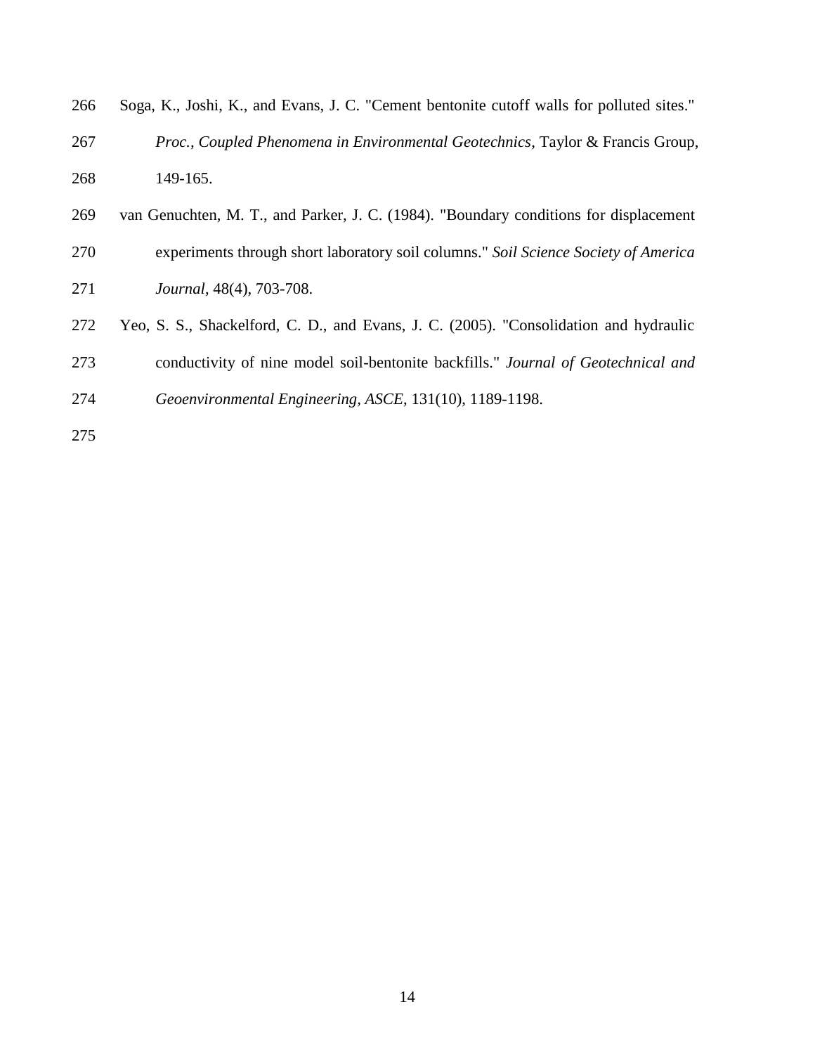Soga, K., Joshi, K., and Evans, J. C. "Cement bentonite cutoff walls for polluted sites." *Proc., Coupled Phenomena in Environmental Geotechnics*, Taylor & Francis Group, 149-165.

van Genuchten, M. T., and Parker, J. C. (1984). "Boundary conditions for displacement experiments through short laboratory soil columns." *Soil Science Society of America Journal*, 48(4), 703-708.

Yeo, S. S., Shackelford, C. D., and Evans, J. C. (2005). "Consolidation and hydraulic conductivity of nine model soil-bentonite backfills." *Journal of Geotechnical and Geoenvironmental Engineering, ASCE*, 131(10), 1189-1198.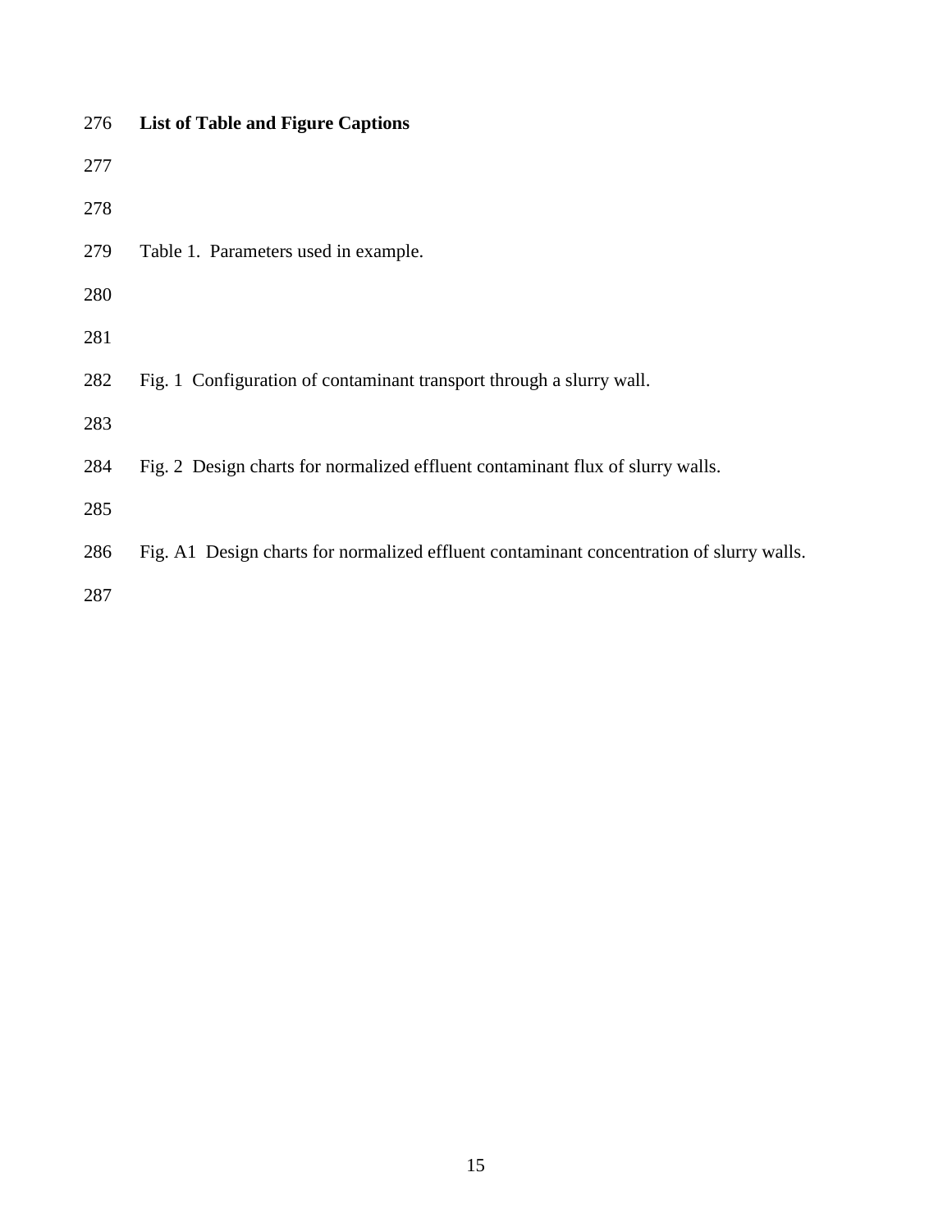**List of Table and Figure Captions**

Table 1. Parameters used in example.

Fig. 1 Configuration of contaminant transport through a slurry wall.

Fig. 2 Design charts for normalized effluent contaminant flux of slurry walls.

Fig. A1 Design charts for normalized effluent contaminant concentration of slurry walls.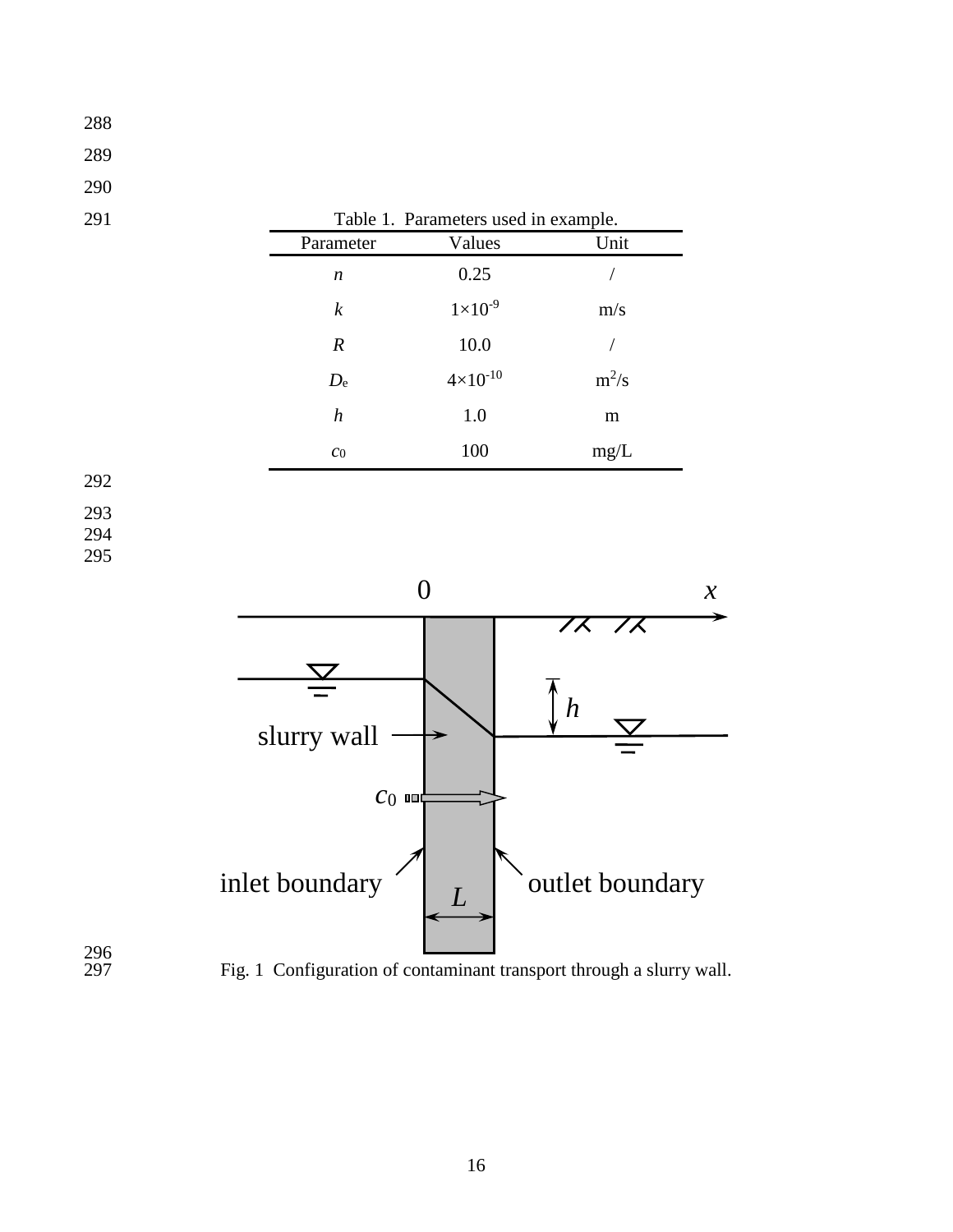Table 1. Parameters used in example.

| Parameter | Values | Unit |
|---|---|---|
| $n$ | 0.25 | / |
| $k$ | $1\times10^{-9}$ | m/s |
| $R$ | 10.0 | / |
| $D_e$ | $4\times10^{-10}$ | $m^2/s$ |
| $h$ | 1.0 | m |
| $c_0$ | 100 | mg/L |

Fig. 1 Configuration of contaminant transport through a slurry wall.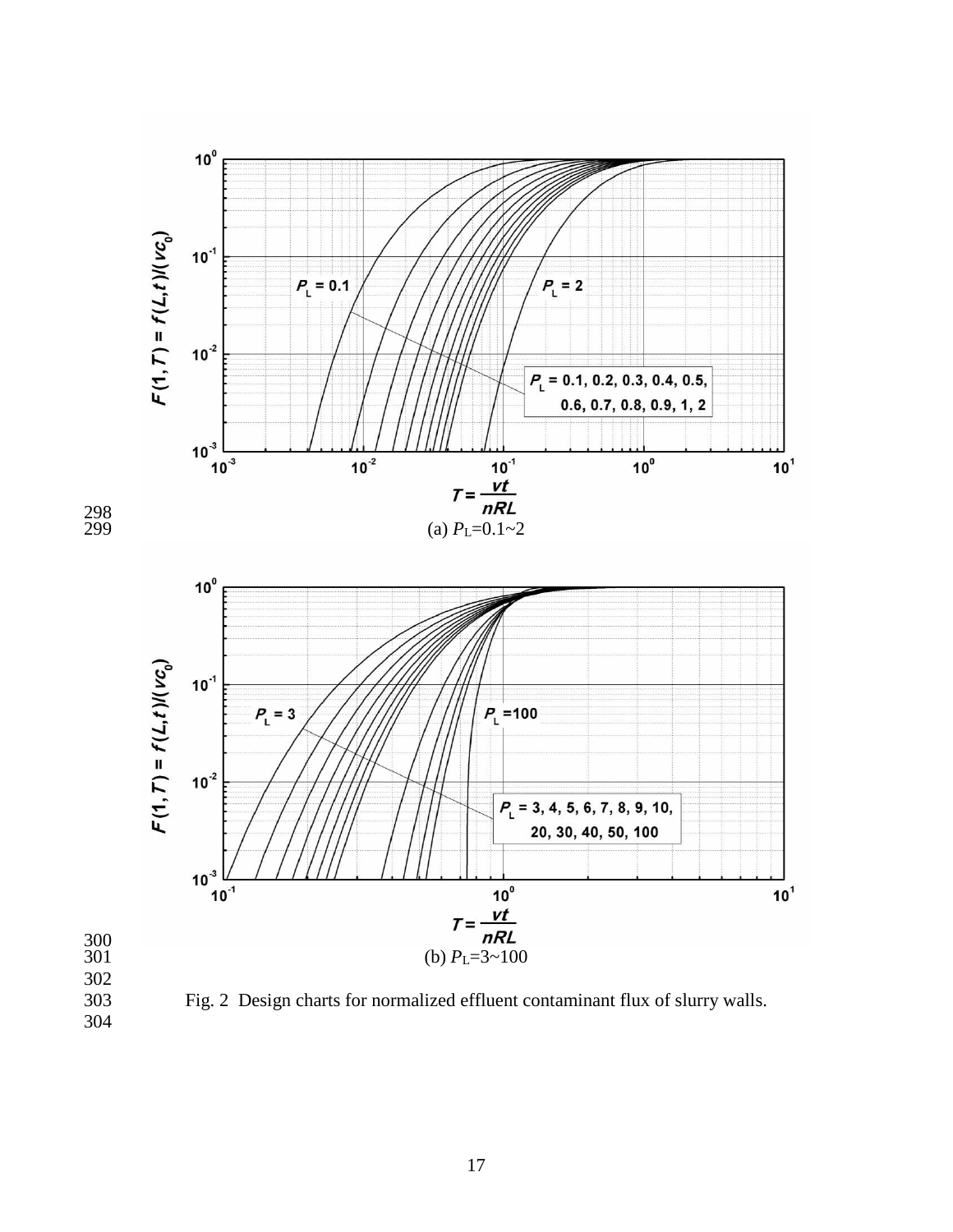(a) $P_L$=0.1~2

(b) $P_L$=3~100

Fig. 2 Design charts for normalized effluent contaminant flux of slurry walls.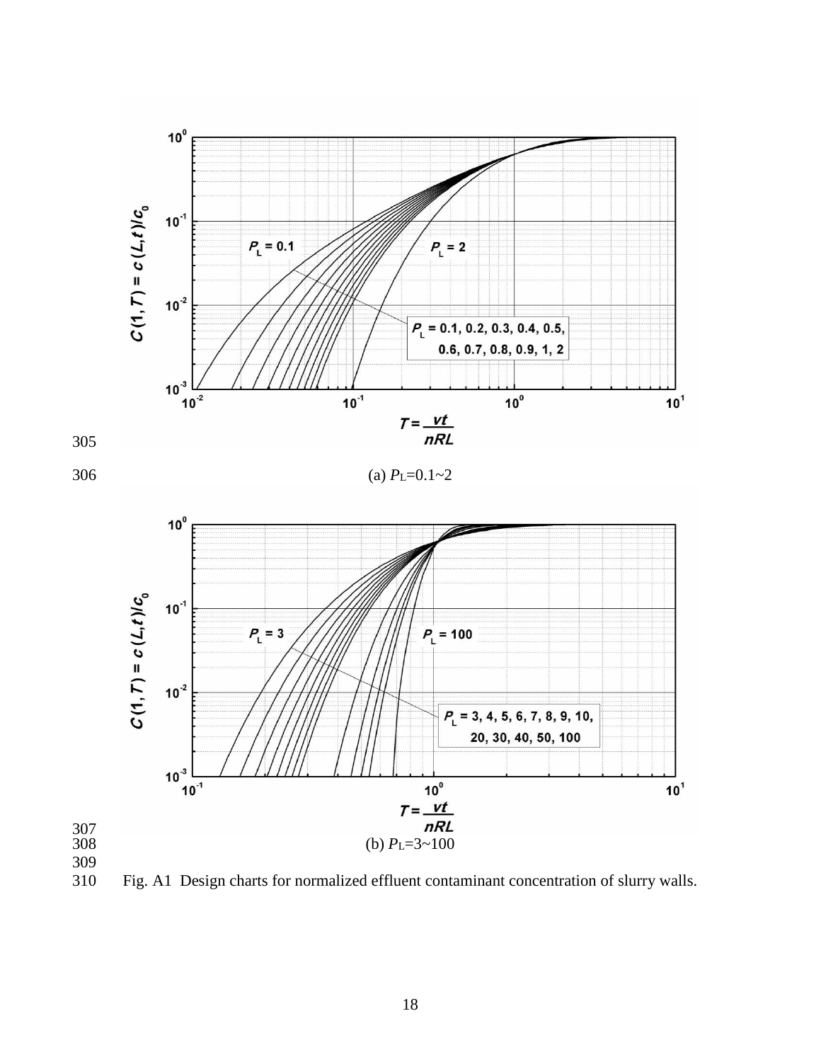$C(1,T) = c(L,t)/c_0$

$P_L = 0.1$

$P_L = 2$

$P_L = 0.1, 0.2, 0.3, 0.4, 0.5, 0.6, 0.7, 0.8, 0.9, 1, 2$

$T = \frac{vt}{nRL}$

(a) $P_L$=0.1~2

$C(1,T) = c(L,t)/c_0$

$P_L = 3$

$P_L = 100$

$P_L = 3, 4, 5, 6, 7, 8, 9, 10, 20, 30, 40, 50, 100$

$T = \frac{vt}{nRL}$

(b) $P_L$=3~100

Fig. A1 Design charts for normalized effluent contaminant concentration of slurry walls.